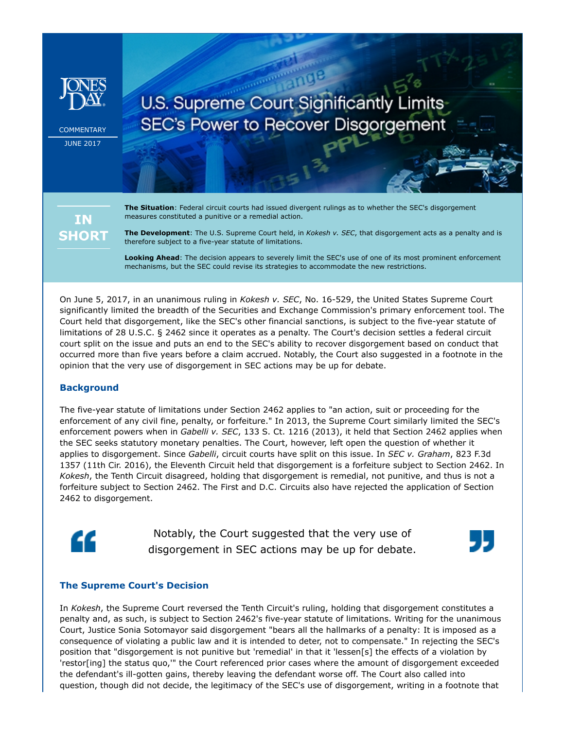JONES DAY

COMMENTARY

JUNE 2017

# U.S. Supreme Court Significantly Limits SEC's Power to Recover Disgorgement

**IN SHORT**

**The Situation**: Federal circuit courts had issued divergent rulings as to whether the SEC's disgorgement measures constituted a punitive or a remedial action.

**The Development**: The U.S. Supreme Court held, in *Kokesh v. SEC*, that disgorgement acts as a penalty and is therefore subject to a five-year statute of limitations.

**Looking Ahead**: The decision appears to severely limit the SEC's use of one of its most prominent enforcement mechanisms, but the SEC could revise its strategies to accommodate the new restrictions.

On June 5, 2017, in an unanimous ruling in *Kokesh v. SEC*, No. 16-529, the United States Supreme Court significantly limited the breadth of the Securities and Exchange Commission's primary enforcement tool. The Court held that disgorgement, like the SEC's other financial sanctions, is subject to the five-year statute of limitations of 28 U.S.C. § 2462 since it operates as a penalty. The Court's decision settles a federal circuit court split on the issue and puts an end to the SEC's ability to recover disgorgement based on conduct that occurred more than five years before a claim accrued. Notably, the Court also suggested in a footnote in the opinion that the very use of disgorgement in SEC actions may be up for debate.

## Background

The five-year statute of limitations under Section 2462 applies to "an action, suit or proceeding for the enforcement of any civil fine, penalty, or forfeiture." In 2013, the Supreme Court similarly limited the SEC's enforcement powers when in *Gabelli v. SEC*, 133 S. Ct. 1216 (2013), it held that Section 2462 applies when the SEC seeks statutory monetary penalties. The Court, however, left open the question of whether it applies to disgorgement. Since *Gabelli*, circuit courts have split on this issue. In *SEC v. Graham*, 823 F.3d 1357 (11th Cir. 2016), the Eleventh Circuit held that disgorgement is a forfeiture subject to Section 2462. In *Kokesh*, the Tenth Circuit disagreed, holding that disgorgement is remedial, not punitive, and thus is not a forfeiture subject to Section 2462. The First and D.C. Circuits also have rejected the application of Section 2462 to disgorgement.

> Notably, the Court suggested that the very use of disgorgement in SEC actions may be up for debate.

## The Supreme Court's Decision

In *Kokesh*, the Supreme Court reversed the Tenth Circuit's ruling, holding that disgorgement constitutes a penalty and, as such, is subject to Section 2462's five-year statute of limitations. Writing for the unanimous Court, Justice Sonia Sotomayor said disgorgement "bears all the hallmarks of a penalty: It is imposed as a consequence of violating a public law and it is intended to deter, not to compensate." In rejecting the SEC's position that "disgorgement is not punitive but 'remedial' in that it 'lessen[s] the effects of a violation by 'restor[ing] the status quo,'" the Court referenced prior cases where the amount of disgorgement exceeded the defendant's ill-gotten gains, thereby leaving the defendant worse off. The Court also called into question, though did not decide, the legitimacy of the SEC's use of disgorgement, writing in a footnote that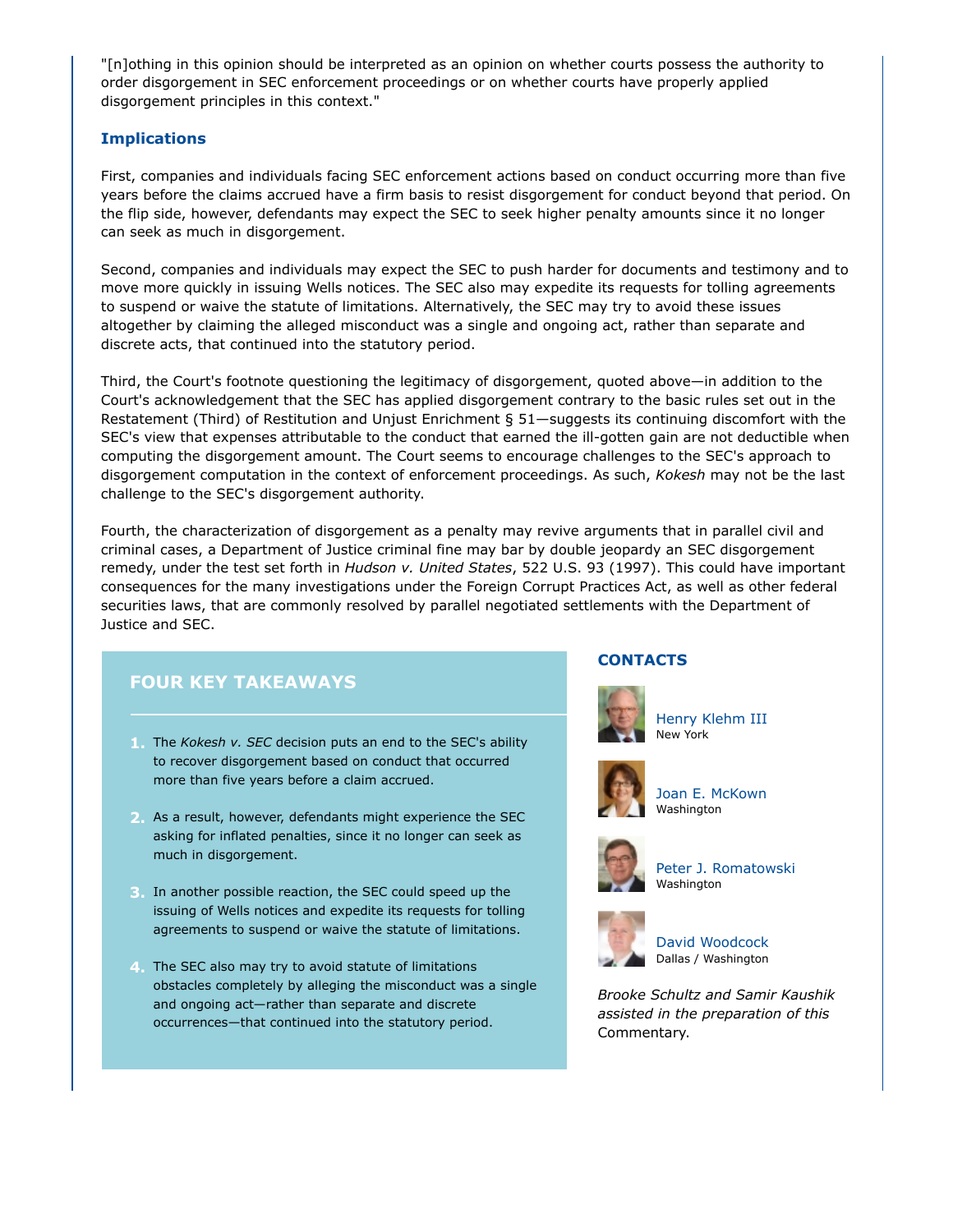"[n]othing in this opinion should be interpreted as an opinion on whether courts possess the authority to order disgorgement in SEC enforcement proceedings or on whether courts have properly applied disgorgement principles in this context."

### Implications

First, companies and individuals facing SEC enforcement actions based on conduct occurring more than five years before the claims accrued have a firm basis to resist disgorgement for conduct beyond that period. On the flip side, however, defendants may expect the SEC to seek higher penalty amounts since it no longer can seek as much in disgorgement.

Second, companies and individuals may expect the SEC to push harder for documents and testimony and to move more quickly in issuing Wells notices. The SEC also may expedite its requests for tolling agreements to suspend or waive the statute of limitations. Alternatively, the SEC may try to avoid these issues altogether by claiming the alleged misconduct was a single and ongoing act, rather than separate and discrete acts, that continued into the statutory period.

Third, the Court's footnote questioning the legitimacy of disgorgement, quoted above—in addition to the Court's acknowledgement that the SEC has applied disgorgement contrary to the basic rules set out in the Restatement (Third) of Restitution and Unjust Enrichment § 51—suggests its continuing discomfort with the SEC's view that expenses attributable to the conduct that earned the ill-gotten gain are not deductible when computing the disgorgement amount. The Court seems to encourage challenges to the SEC's approach to disgorgement computation in the context of enforcement proceedings. As such, *Kokesh* may not be the last challenge to the SEC's disgorgement authority.

Fourth, the characterization of disgorgement as a penalty may revive arguments that in parallel civil and criminal cases, a Department of Justice criminal fine may bar by double jeopardy an SEC disgorgement remedy, under the test set forth in *Hudson v. United States*, 522 U.S. 93 (1997). This could have important consequences for the many investigations under the Foreign Corrupt Practices Act, as well as other federal securities laws, that are commonly resolved by parallel negotiated settlements with the Department of Justice and SEC.

### FOUR KEY TAKEAWAYS

1. The *Kokesh v. SEC* decision puts an end to the SEC's ability to recover disgorgement based on conduct that occurred more than five years before a claim accrued.
2. As a result, however, defendants might experience the SEC asking for inflated penalties, since it no longer can seek as much in disgorgement.
3. In another possible reaction, the SEC could speed up the issuing of Wells notices and expedite its requests for tolling agreements to suspend or waive the statute of limitations.
4. The SEC also may try to avoid statute of limitations obstacles completely by alleging the misconduct was a single and ongoing act—rather than separate and discrete occurrences—that continued into the statutory period.

### CONTACTS

Henry Klehm III
New York

Joan E. McKown
Washington

Peter J. Romatowski
Washington

David Woodcock
Dallas / Washington

*Brooke Schultz and Samir Kaushik assisted in the preparation of this* Commentary.